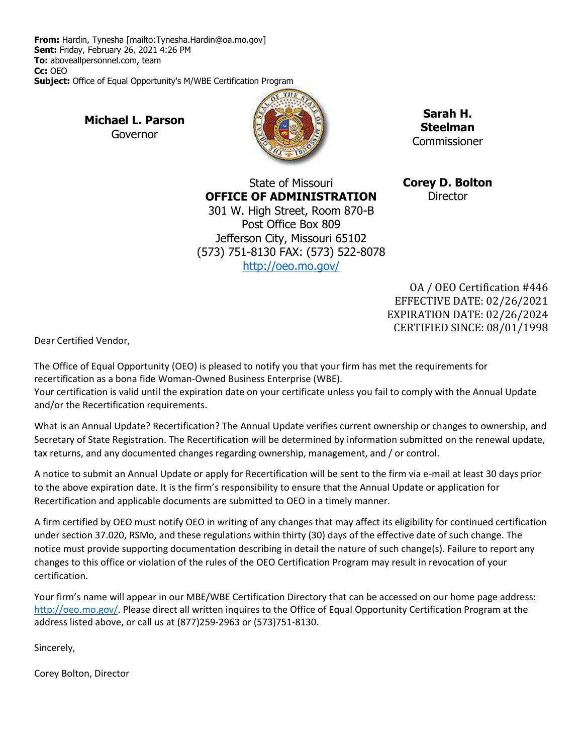**From:** Hardin, Tynesha [mailto:Tynesha.Hardin@oa.mo.gov]
**Sent:** Friday, February 26, 2021 4:26 PM
**To:** aboveallpersonnel.com, team
**Cc:** OEO
**Subject:** Office of Equal Opportunity's M/WBE Certification Program

**Michael L. Parson**
Governor

**Sarah H. Steelman**
Commissioner

State of Missouri
**OFFICE OF ADMINISTRATION**
301 W. High Street, Room 870-B
Post Office Box 809
Jefferson City, Missouri 65102
(573) 751-8130 FAX: (573) 522-8078
http://oeo.mo.gov/

**Corey D. Bolton**
Director

OA / OEO Certification #446
EFFECTIVE DATE: 02/26/2021
EXPIRATION DATE: 02/26/2024
CERTIFIED SINCE: 08/01/1998

Dear Certified Vendor,

The Office of Equal Opportunity (OEO) is pleased to notify you that your firm has met the requirements for recertification as a bona fide Woman-Owned Business Enterprise (WBE).
Your certification is valid until the expiration date on your certificate unless you fail to comply with the Annual Update and/or the Recertification requirements.

What is an Annual Update? Recertification? The Annual Update verifies current ownership or changes to ownership, and Secretary of State Registration. The Recertification will be determined by information submitted on the renewal update, tax returns, and any documented changes regarding ownership, management, and / or control.

A notice to submit an Annual Update or apply for Recertification will be sent to the firm via e-mail at least 30 days prior to the above expiration date. It is the firm's responsibility to ensure that the Annual Update or application for Recertification and applicable documents are submitted to OEO in a timely manner.

A firm certified by OEO must notify OEO in writing of any changes that may affect its eligibility for continued certification under section 37.020, RSMo, and these regulations within thirty (30) days of the effective date of such change. The notice must provide supporting documentation describing in detail the nature of such change(s). Failure to report any changes to this office or violation of the rules of the OEO Certification Program may result in revocation of your certification.

Your firm's name will appear in our MBE/WBE Certification Directory that can be accessed on our home page address: http://oeo.mo.gov/. Please direct all written inquires to the Office of Equal Opportunity Certification Program at the address listed above, or call us at (877)259-2963 or (573)751-8130.

Sincerely,

Corey Bolton, Director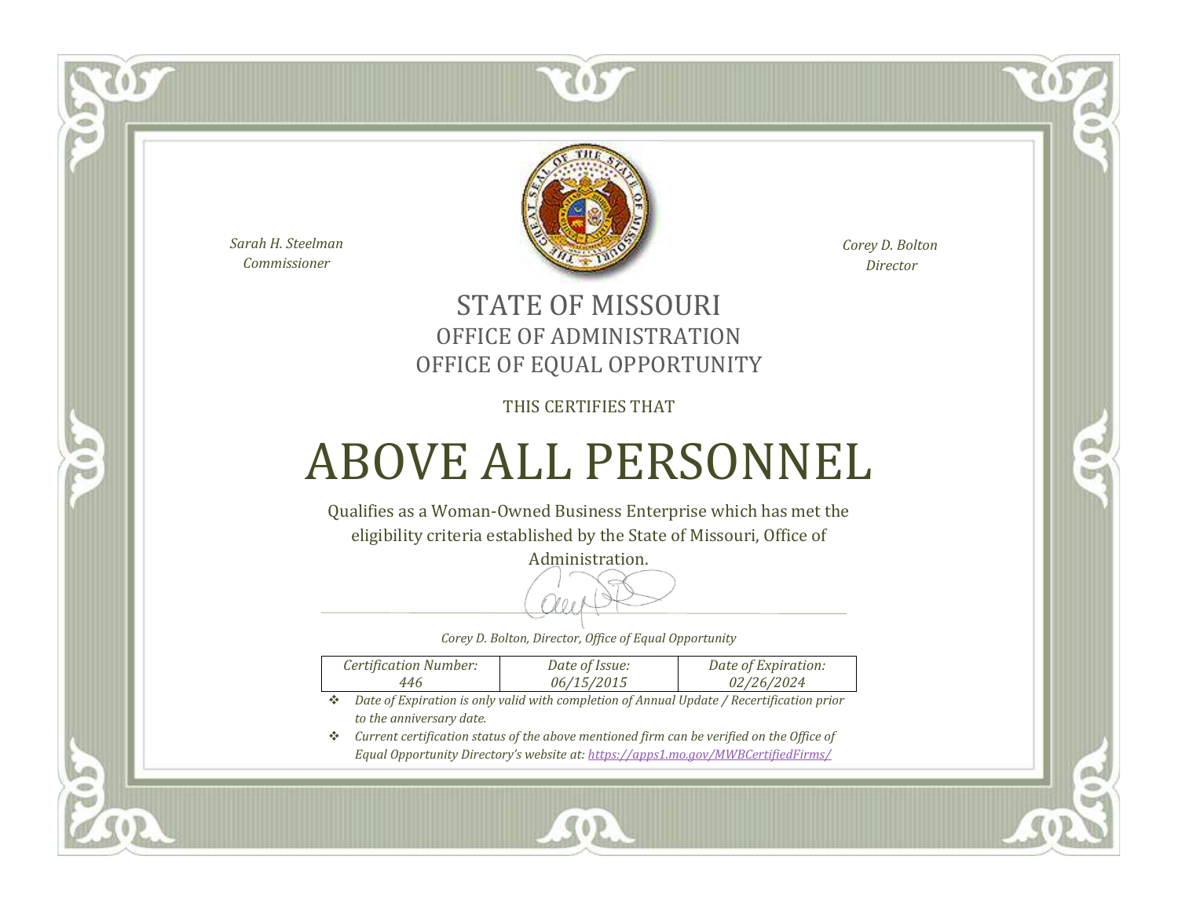*Sarah H. Steelman*
*Commissioner*

*Corey D. Bolton*
*Director*

# STATE OF MISSOURI
## OFFICE OF ADMINISTRATION
## OFFICE OF EQUAL OPPORTUNITY

THIS CERTIFIES THAT

# ABOVE ALL PERSONNEL

Qualifies as a Woman-Owned Business Enterprise which has met the eligibility criteria established by the State of Missouri, Office of Administration.

*Corey D. Bolton, Director, Office of Equal Opportunity*

| *Certification Number:* | *Date of Issue:* | *Date of Expiration:* |
|---|---|---|
| *446* | *06/15/2015* | *02/26/2024* |

- *Date of Expiration is only valid with completion of Annual Update / Recertification prior to the anniversary date.*
- *Current certification status of the above mentioned firm can be verified on the Office of Equal Opportunity Directory's website at: https://apps1.mo.gov/MWBCertifiedFirms/*